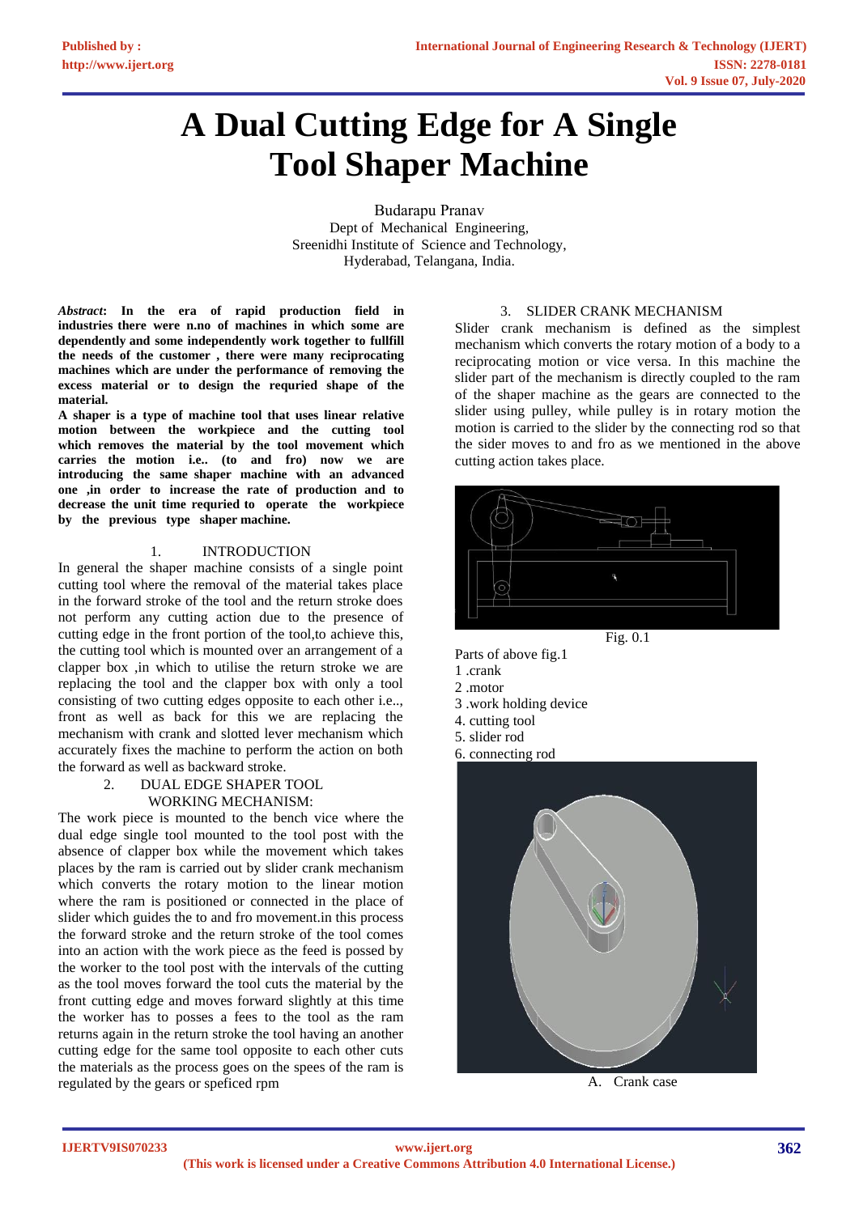# A Dual Cutting Edge for A Single Tool Shaper Machine

Budarapu Pranav
Dept of Mechanical Engineering,
Sreenidhi Institute of Science and Technology,
Hyderabad, Telangana, India.

***Abstract*****: In the era of rapid production field in industries there were n.no of machines in which some are dependently and some independently work together to fullfill the needs of the customer , there were many reciprocating machines which are under the performance of removing the excess material or to design the requried shape of the material.**

**A shaper is a type of machine tool that uses linear relative motion between the workpiece and the cutting tool which removes the material by the tool movement which carries the motion i.e.. (to and fro) now we are introducing the same shaper machine with an advanced one ,in order to increase the rate of production and to decrease the unit time requried to operate the workpiece by the previous type shaper machine.**

## 1. INTRODUCTION

In general the shaper machine consists of a single point cutting tool where the removal of the material takes place in the forward stroke of the tool and the return stroke does not perform any cutting action due to the presence of cutting edge in the front portion of the tool,to achieve this, the cutting tool which is mounted over an arrangement of a clapper box ,in which to utilise the return stroke we are replacing the tool and the clapper box with only a tool consisting of two cutting edges opposite to each other i.e.., front as well as back for this we are replacing the mechanism with crank and slotted lever mechanism which accurately fixes the machine to perform the action on both the forward as well as backward stroke.

## 2. DUAL EDGE SHAPER TOOL WORKING MECHANISM:

The work piece is mounted to the bench vice where the dual edge single tool mounted to the tool post with the absence of clapper box while the movement which takes places by the ram is carried out by slider crank mechanism which converts the rotary motion to the linear motion where the ram is positioned or connected in the place of slider which guides the to and fro movement.in this process the forward stroke and the return stroke of the tool comes into an action with the work piece as the feed is possed by the worker to the tool post with the intervals of the cutting as the tool moves forward the tool cuts the material by the front cutting edge and moves forward slightly at this time the worker has to posses a fees to the tool as the ram returns again in the return stroke the tool having an another cutting edge for the same tool opposite to each other cuts the materials as the process goes on the spees of the ram is regulated by the gears or speficed rpm

## 3. SLIDER CRANK MECHANISM

Slider crank mechanism is defined as the simplest mechanism which converts the rotary motion of a body to a reciprocating motion or vice versa. In this machine the slider part of the mechanism is directly coupled to the ram of the shaper machine as the gears are connected to the slider using pulley, while pulley is in rotary motion the motion is carried to the slider by the connecting rod so that the sider moves to and fro as we mentioned in the above cutting action takes place.

Fig. 0.1

Parts of above fig.1

1 .crank
2 .motor
3 .work holding device
4. cutting tool
5. slider rod
6. connecting rod

A. Crank case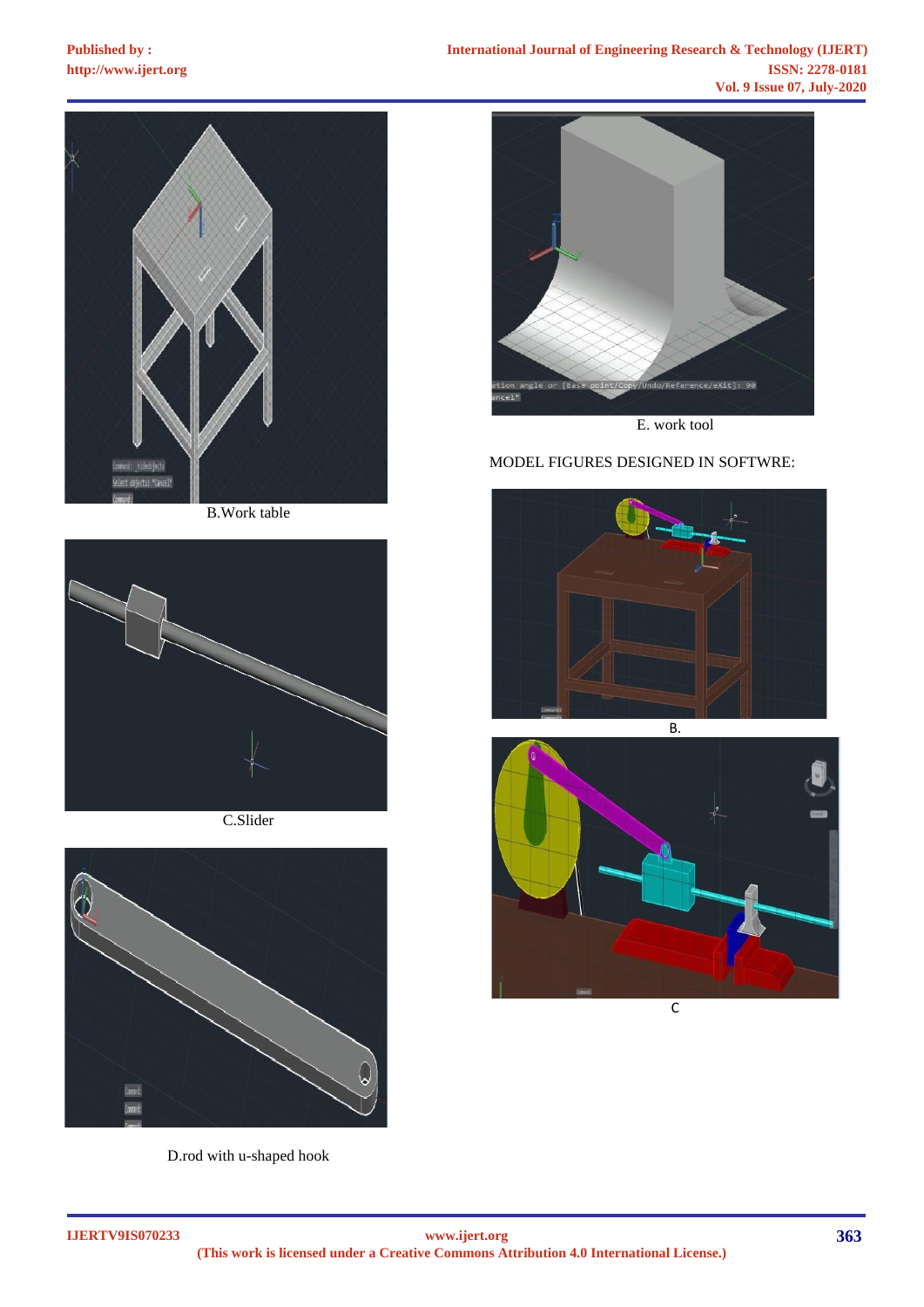B.Work table

C.Slider

D.rod with u-shaped hook

E. work tool

MODEL FIGURES DESIGNED IN SOFTWRE:

B.

C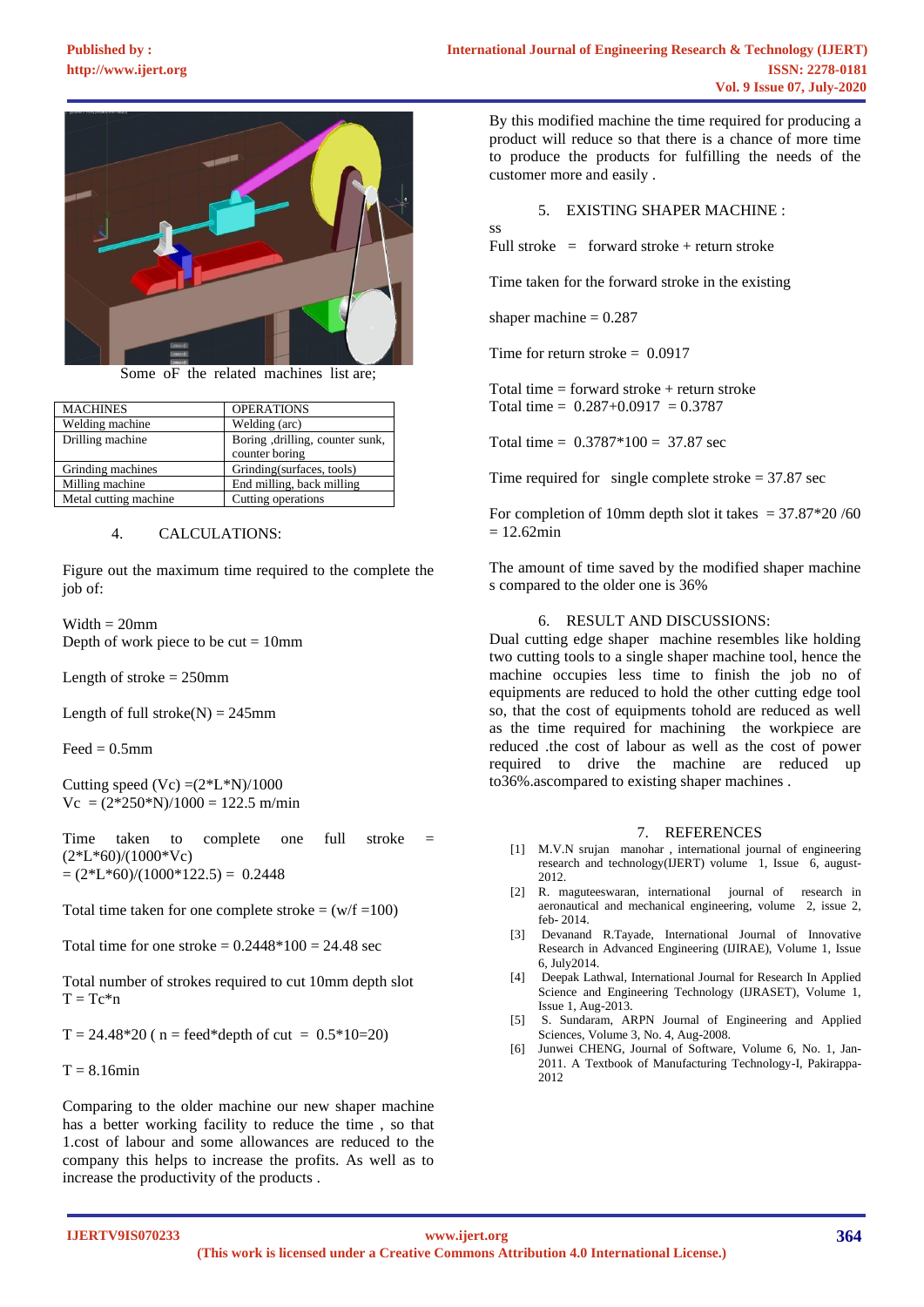Some oF the related machines list are;

| MACHINES | OPERATIONS |
|---|---|
| Welding machine | Welding (arc) |
| Drilling machine | Boring ,drilling, counter sunk, counter boring |
| Grinding machines | Grinding(surfaces, tools) |
| Milling machine | End milling, back milling |
| Metal cutting machine | Cutting operations |

## 4. CALCULATIONS:

Figure out the maximum time required to the complete the job of:

Width = 20mm
Depth of work piece to be cut = 10mm

Length of stroke = 250mm

Length of full stroke(N) = 245mm

Feed = 0.5mm

Cutting speed (Vc) =(2*L*N)/1000
Vc = (2*250*N)/1000 = 122.5 m/min

Time taken to complete one full stroke = (2*L*60)/(1000*Vc)
= (2*L*60)/(1000*122.5) = 0.2448

Total time taken for one complete stroke = (w/f =100)

Total time for one stroke = 0.2448*100 = 24.48 sec

Total number of strokes required to cut 10mm depth slot
T = Tc*n

T = 24.48*20 ( n = feed*depth of cut = 0.5*10=20)

T = 8.16min

Comparing to the older machine our new shaper machine has a better working facility to reduce the time , so that 1.cost of labour and some allowances are reduced to the company this helps to increase the profits. As well as to increase the productivity of the products .

By this modified machine the time required for producing a product will reduce so that there is a chance of more time to produce the products for fulfilling the needs of the customer more and easily .

## 5. EXISTING SHAPER MACHINE :

ss
Full stroke = forward stroke + return stroke

Time taken for the forward stroke in the existing

shaper machine = 0.287

Time for return stroke = 0.0917

Total time = forward stroke + return stroke
Total time = 0.287+0.0917 = 0.3787

Total time = 0.3787*100 = 37.87 sec

Time required for single complete stroke = 37.87 sec

For completion of 10mm depth slot it takes = 37.87*20 /60 = 12.62min

The amount of time saved by the modified shaper machine s compared to the older one is 36%

## 6. RESULT AND DISCUSSIONS:

Dual cutting edge shaper machine resembles like holding two cutting tools to a single shaper machine tool, hence the machine occupies less time to finish the job no of equipments are reduced to hold the other cutting edge tool so, that the cost of equipments tohold are reduced as well as the time required for machining the workpiece are reduced .the cost of labour as well as the cost of power required to drive the machine are reduced up to36%.ascompared to existing shaper machines .

## 7. REFERENCES

[1] M.V.N srujan manohar , international journal of engineering research and technology(IJERT) volume 1, Issue 6, august-2012.

[2] R. maguteeswaran, international journal of research in aeronautical and mechanical engineering, volume 2, issue 2, feb- 2014.

[3] Devanand R.Tayade, International Journal of Innovative Research in Advanced Engineering (IJIRAE), Volume 1, Issue 6, July2014.

[4] Deepak Lathwal, International Journal for Research In Applied Science and Engineering Technology (IJRASET), Volume 1, Issue 1, Aug-2013.

[5] S. Sundaram, ARPN Journal of Engineering and Applied Sciences, Volume 3, No. 4, Aug-2008.

[6] Junwei CHENG, Journal of Software, Volume 6, No. 1, Jan-2011. A Textbook of Manufacturing Technology-I, Pakirappa-2012